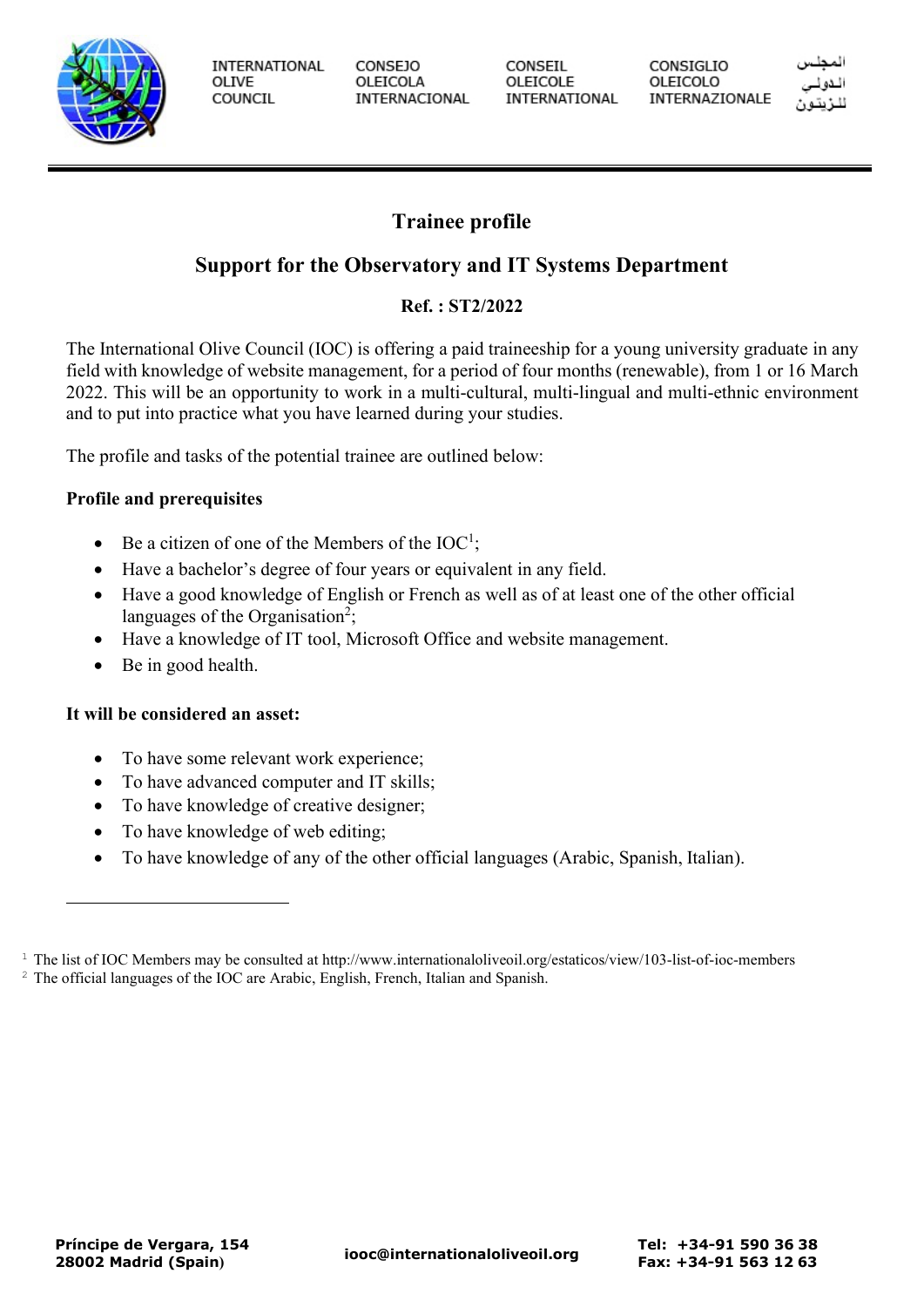INTERNATIONAL OLIVE COUNCIL — CONSEJO OLEICOLA INTERNACIONAL — CONSEIL OLEICOLE INTERNATIONAL — CONSIGLIO OLEICOLO INTERNAZIONALE — المجلس الدولي للزيتون

# Trainee profile

## Support for the Observatory and IT Systems Department

### Ref. : ST2/2022

The International Olive Council (IOC) is offering a paid traineeship for a young university graduate in any field with knowledge of website management, for a period of four months (renewable), from 1 or 16 March 2022. This will be an opportunity to work in a multi-cultural, multi-lingual and multi-ethnic environment and to put into practice what you have learned during your studies.

The profile and tasks of the potential trainee are outlined below:

**Profile and prerequisites**

- Be a citizen of one of the Members of the IOC[1];
- Have a bachelor's degree of four years or equivalent in any field.
- Have a good knowledge of English or French as well as of at least one of the other official languages of the Organisation[2];
- Have a knowledge of IT tool, Microsoft Office and website management.
- Be in good health.

**It will be considered an asset:**

- To have some relevant work experience;
- To have advanced computer and IT skills;
- To have knowledge of creative designer;
- To have knowledge of web editing;
- To have knowledge of any of the other official languages (Arabic, Spanish, Italian).

---

[1] The list of IOC Members may be consulted at http://www.internationaloliveoil.org/estaticos/view/103-list-of-ioc-members

[2] The official languages of the IOC are Arabic, English, French, Italian and Spanish.

**Príncipe de Vergara, 154**
**28002 Madrid (Spain)**

**iooc@internationaloliveoil.org**

**Tel: +34-91 590 36 38**
**Fax: +34-91 563 12 63**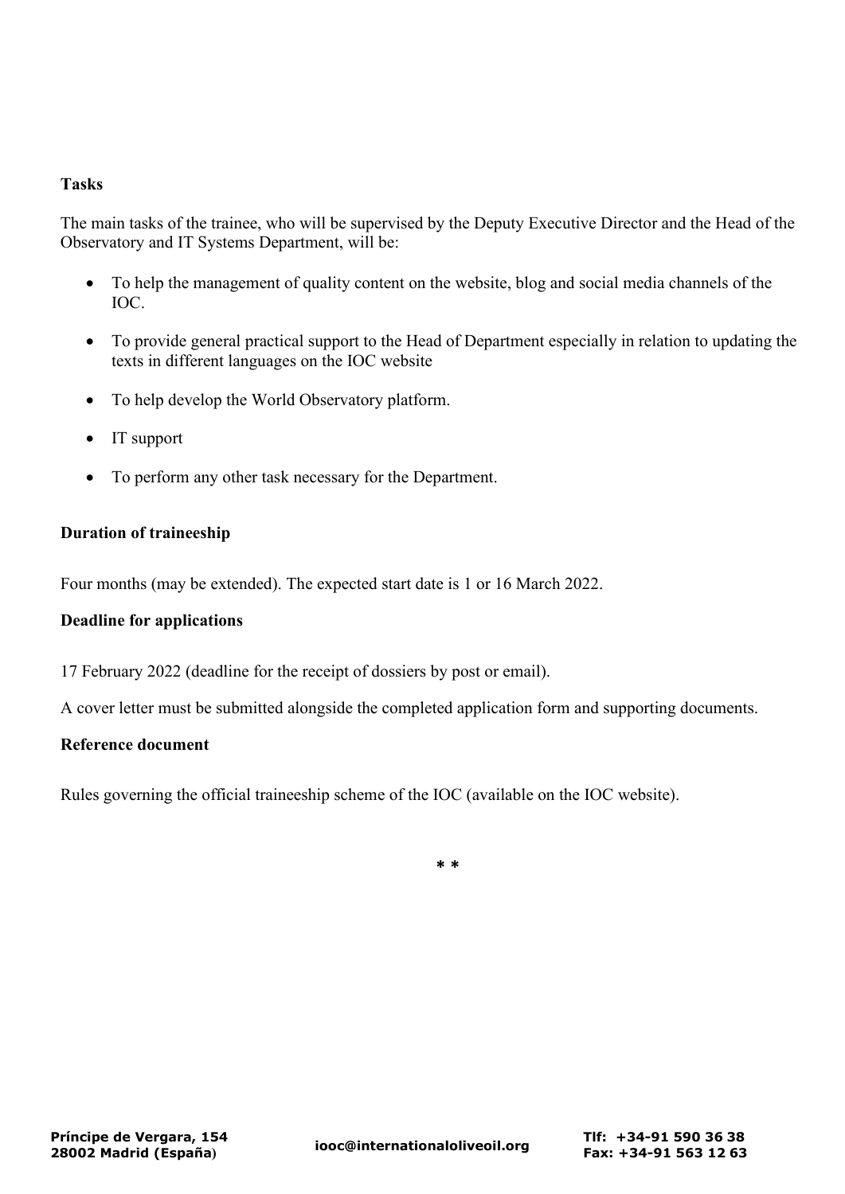**Tasks**

The main tasks of the trainee, who will be supervised by the Deputy Executive Director and the Head of the Observatory and IT Systems Department, will be:

- To help the management of quality content on the website, blog and social media channels of the IOC.
- To provide general practical support to the Head of Department especially in relation to updating the texts in different languages on the IOC website
- To help develop the World Observatory platform.
- IT support
- To perform any other task necessary for the Department.

**Duration of traineeship**

Four months (may be extended). The expected start date is 1 or 16 March 2022.

**Deadline for applications**

17 February 2022 (deadline for the receipt of dossiers by post or email).

A cover letter must be submitted alongside the completed application form and supporting documents.

**Reference document**

Rules governing the official traineeship scheme of the IOC (available on the IOC website).

**\* \***

**Príncipe de Vergara, 154**
**28002 Madrid (España)**

**iooc@internationaloliveoil.org**

**Tlf: +34-91 590 36 38**
**Fax: +34-91 563 12 63**